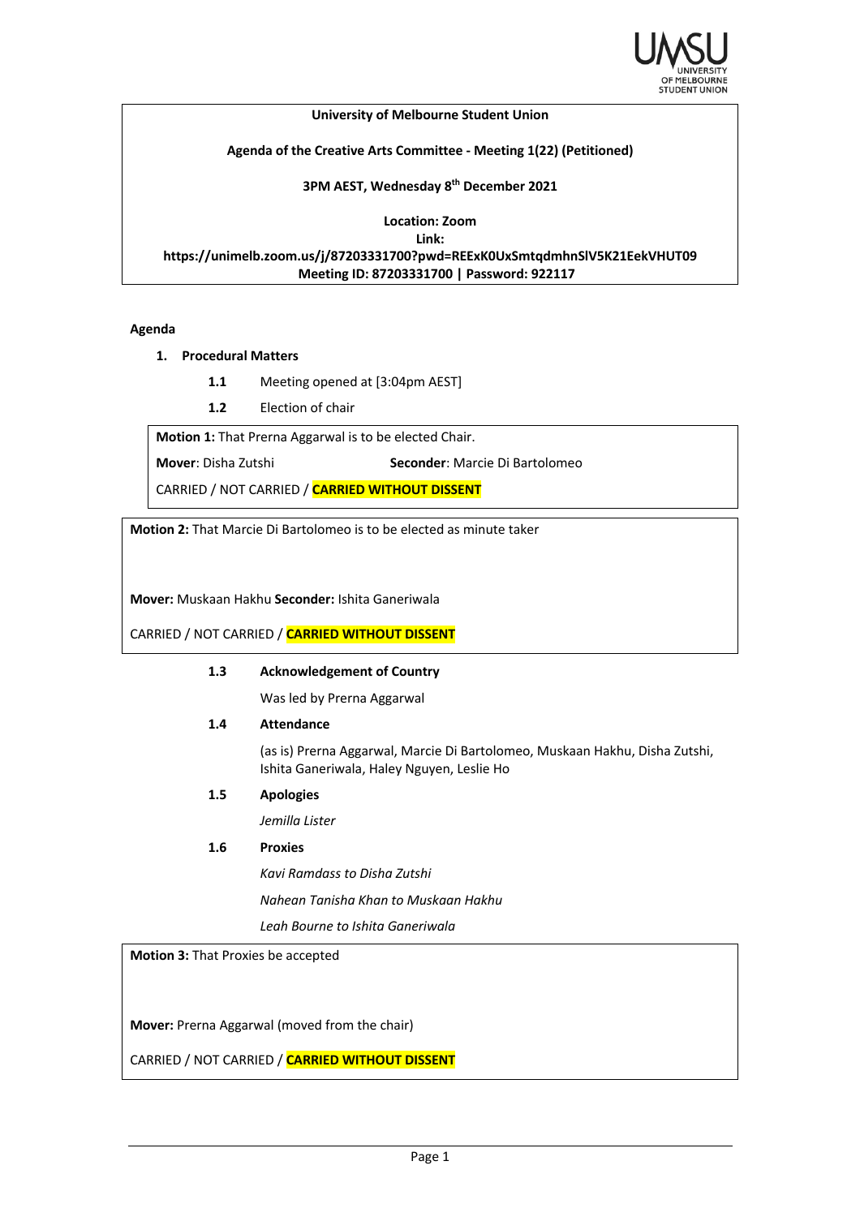**University of Melbourne Student Union**

**Agenda of the Creative Arts Committee - Meeting 1(22) (Petitioned)**

**3PM AEST, Wednesday 8th December 2021**

**Location: Zoom**
**Link:**
**https://unimelb.zoom.us/j/87203331700?pwd=REExK0UxSmtqdmhnSlV5K21EekVHUT09**
**Meeting ID: 87203331700 | Password: 922117**

**Agenda**

1. **Procedural Matters**

   **1.1** Meeting opened at [3:04pm AEST]

   **1.2** Election of chair

**Motion 1:** That Prerna Aggarwal is to be elected Chair.

**Mover**: Disha Zutshi **Seconder**: Marcie Di Bartolomeo

CARRIED / NOT CARRIED / **CARRIED WITHOUT DISSENT**

**Motion 2:** That Marcie Di Bartolomeo is to be elected as minute taker

**Mover:** Muskaan Hakhu **Seconder:** Ishita Ganeriwala

CARRIED / NOT CARRIED / **CARRIED WITHOUT DISSENT**

**1.3** **Acknowledgement of Country**

Was led by Prerna Aggarwal

**1.4** **Attendance**

(as is) Prerna Aggarwal, Marcie Di Bartolomeo, Muskaan Hakhu, Disha Zutshi, Ishita Ganeriwala, Haley Nguyen, Leslie Ho

**1.5** **Apologies**

*Jemilla Lister*

**1.6** **Proxies**

*Kavi Ramdass to Disha Zutshi*

*Nahean Tanisha Khan to Muskaan Hakhu*

*Leah Bourne to Ishita Ganeriwala*

**Motion 3:** That Proxies be accepted

**Mover:** Prerna Aggarwal (moved from the chair)

CARRIED / NOT CARRIED / **CARRIED WITHOUT DISSENT**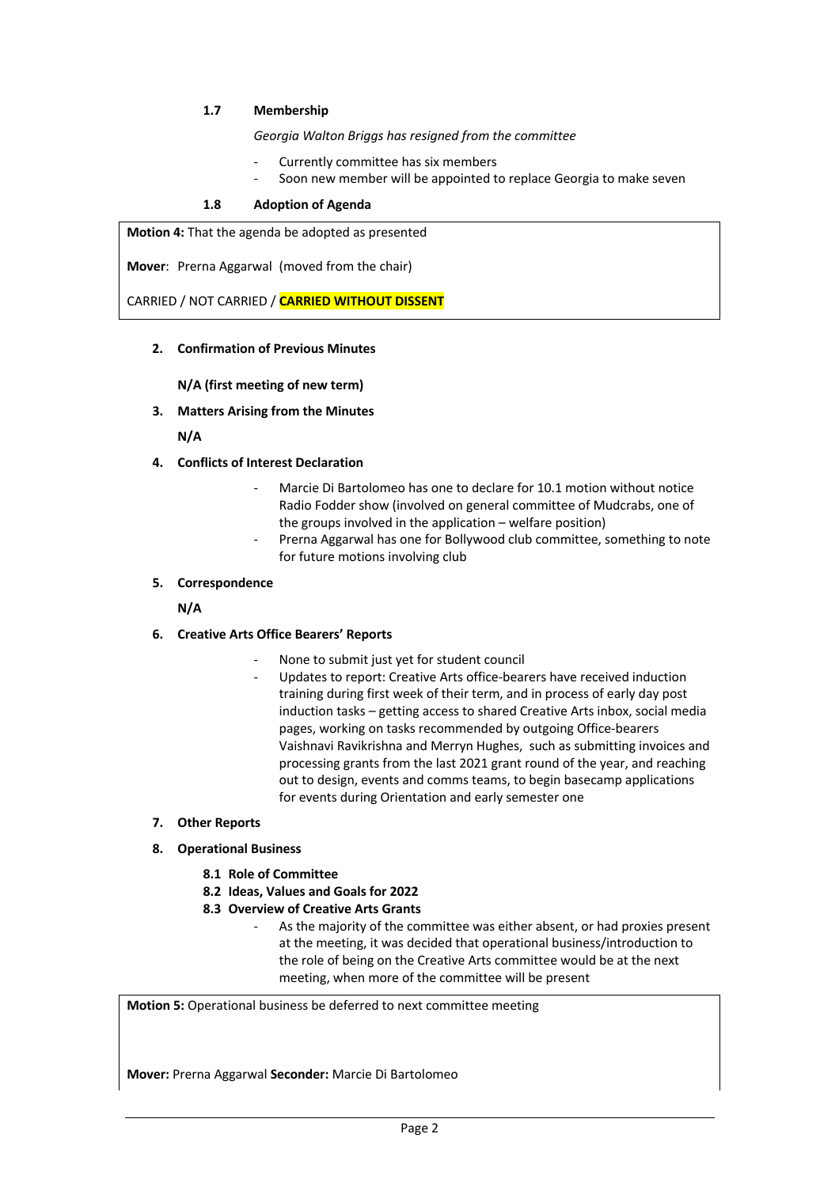**1.7 Membership**

*Georgia Walton Briggs has resigned from the committee*

- Currently committee has six members
- Soon new member will be appointed to replace Georgia to make seven

**1.8 Adoption of Agenda**

**Motion 4:** That the agenda be adopted as presented

**Mover**: Prerna Aggarwal (moved from the chair)

CARRIED / NOT CARRIED / **CARRIED WITHOUT DISSENT**

**2. Confirmation of Previous Minutes**

**N/A (first meeting of new term)**

**3. Matters Arising from the Minutes**

**N/A**

**4. Conflicts of Interest Declaration**

- Marcie Di Bartolomeo has one to declare for 10.1 motion without notice Radio Fodder show (involved on general committee of Mudcrabs, one of the groups involved in the application – welfare position)
- Prerna Aggarwal has one for Bollywood club committee, something to note for future motions involving club

**5. Correspondence**

**N/A**

**6. Creative Arts Office Bearers' Reports**

- None to submit just yet for student council
- Updates to report: Creative Arts office-bearers have received induction training during first week of their term, and in process of early day post induction tasks – getting access to shared Creative Arts inbox, social media pages, working on tasks recommended by outgoing Office-bearers Vaishnavi Ravikrishna and Merryn Hughes, such as submitting invoices and processing grants from the last 2021 grant round of the year, and reaching out to design, events and comms teams, to begin basecamp applications for events during Orientation and early semester one

**7. Other Reports**

**8. Operational Business**

**8.1 Role of Committee**

**8.2 Ideas, Values and Goals for 2022**

**8.3 Overview of Creative Arts Grants**

- As the majority of the committee was either absent, or had proxies present at the meeting, it was decided that operational business/introduction to the role of being on the Creative Arts committee would be at the next meeting, when more of the committee will be present

**Motion 5:** Operational business be deferred to next committee meeting

**Mover:** Prerna Aggarwal **Seconder:** Marcie Di Bartolomeo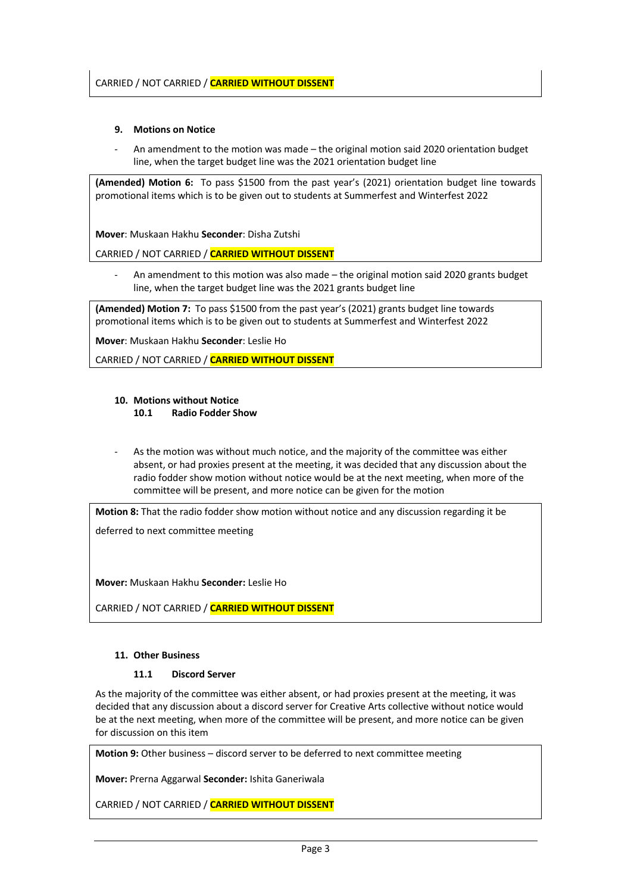CARRIED / NOT CARRIED / **CARRIED WITHOUT DISSENT**

### 9. Motions on Notice

- An amendment to the motion was made – the original motion said 2020 orientation budget line, when the target budget line was the 2021 orientation budget line

**(Amended) Motion 6:** To pass $1500 from the past year's (2021) orientation budget line towards promotional items which is to be given out to students at Summerfest and Winterfest 2022

**Mover**: Muskaan Hakhu **Seconder**: Disha Zutshi

CARRIED / NOT CARRIED / **CARRIED WITHOUT DISSENT**

- An amendment to this motion was also made – the original motion said 2020 grants budget line, when the target budget line was the 2021 grants budget line

**(Amended) Motion 7:** To pass $1500 from the past year's (2021) grants budget line towards promotional items which is to be given out to students at Summerfest and Winterfest 2022

**Mover**: Muskaan Hakhu **Seconder**: Leslie Ho

CARRIED / NOT CARRIED / **CARRIED WITHOUT DISSENT**

### 10. Motions without Notice

#### 10.1 Radio Fodder Show

- As the motion was without much notice, and the majority of the committee was either absent, or had proxies present at the meeting, it was decided that any discussion about the radio fodder show motion without notice would be at the next meeting, when more of the committee will be present, and more notice can be given for the motion

**Motion 8:** That the radio fodder show motion without notice and any discussion regarding it be deferred to next committee meeting

**Mover:** Muskaan Hakhu **Seconder:** Leslie Ho

CARRIED / NOT CARRIED / **CARRIED WITHOUT DISSENT**

### 11. Other Business

#### 11.1 Discord Server

As the majority of the committee was either absent, or had proxies present at the meeting, it was decided that any discussion about a discord server for Creative Arts collective without notice would be at the next meeting, when more of the committee will be present, and more notice can be given for discussion on this item

**Motion 9:** Other business – discord server to be deferred to next committee meeting

**Mover:** Prerna Aggarwal **Seconder:** Ishita Ganeriwala

CARRIED / NOT CARRIED / **CARRIED WITHOUT DISSENT**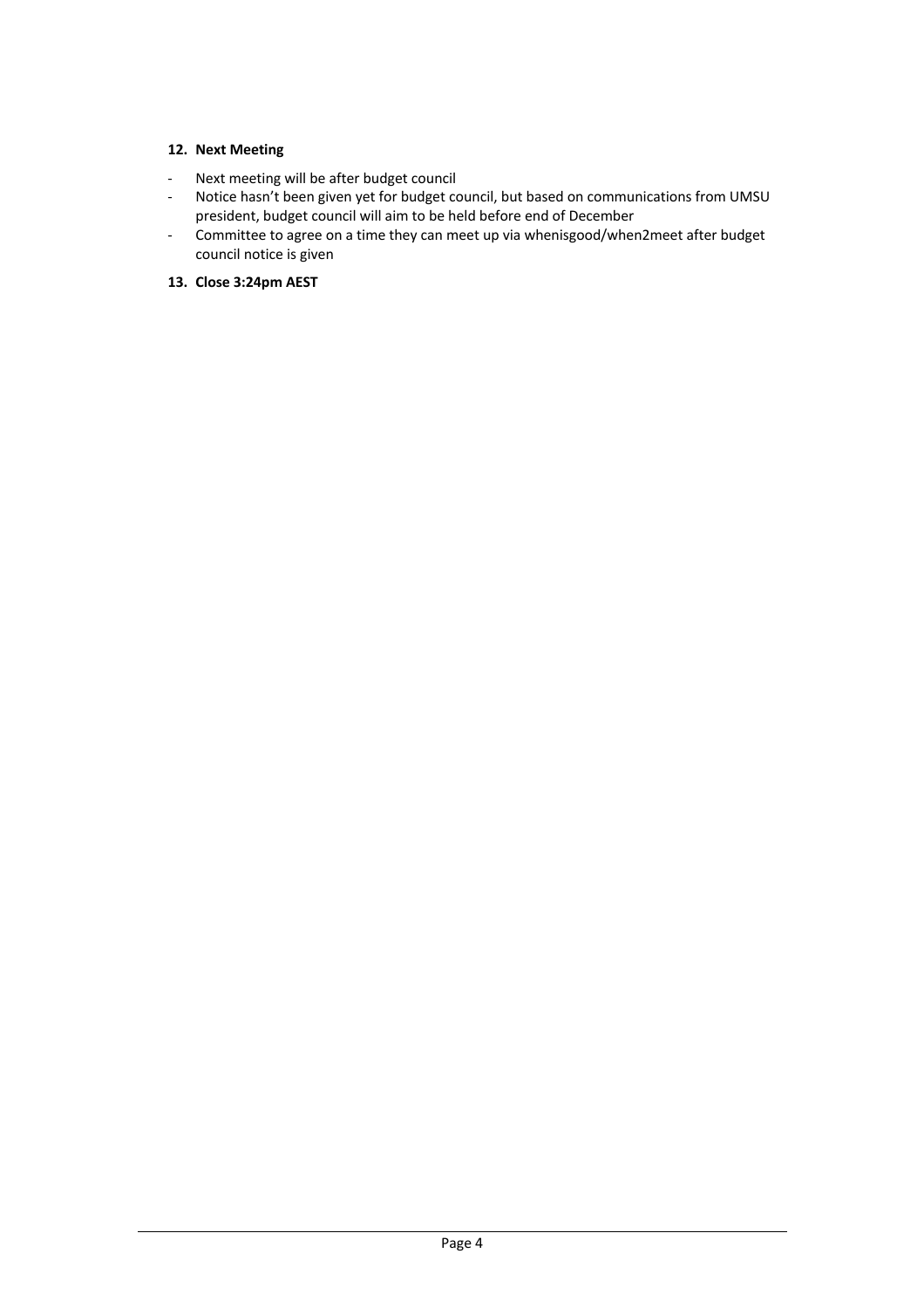**12. Next Meeting**

- Next meeting will be after budget council
- Notice hasn't been given yet for budget council, but based on communications from UMSU president, budget council will aim to be held before end of December
- Committee to agree on a time they can meet up via whenisgood/when2meet after budget council notice is given

**13. Close 3:24pm AEST**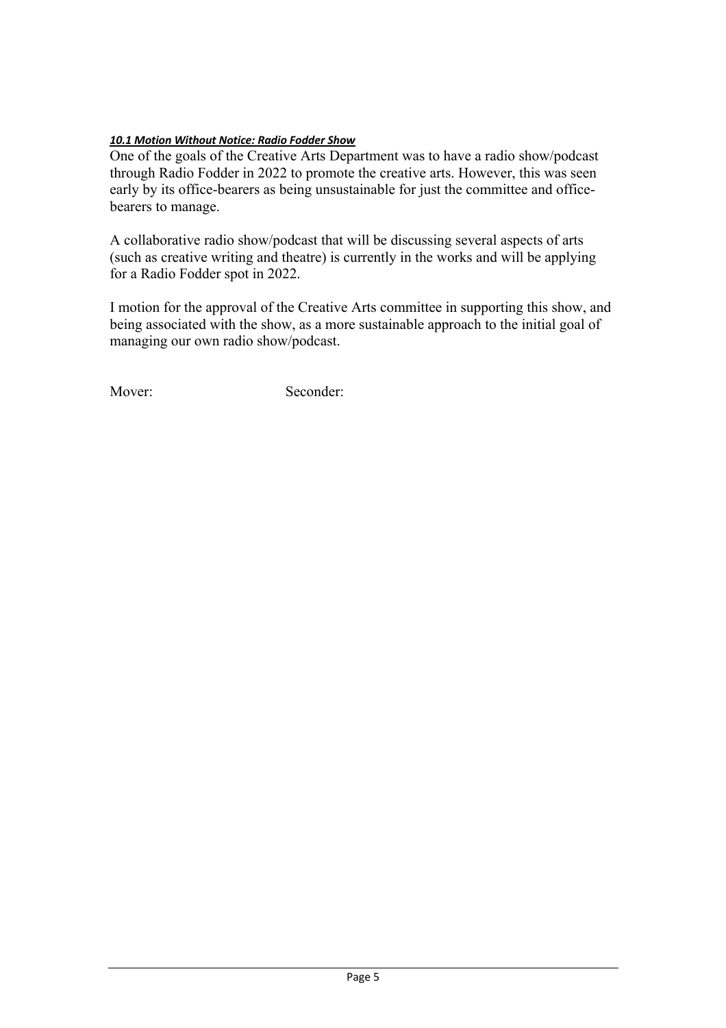***10.1 Motion Without Notice: Radio Fodder Show***

One of the goals of the Creative Arts Department was to have a radio show/podcast through Radio Fodder in 2022 to promote the creative arts. However, this was seen early by its office-bearers as being unsustainable for just the committee and office-bearers to manage.

A collaborative radio show/podcast that will be discussing several aspects of arts (such as creative writing and theatre) is currently in the works and will be applying for a Radio Fodder spot in 2022.

I motion for the approval of the Creative Arts committee in supporting this show, and being associated with the show, as a more sustainable approach to the initial goal of managing our own radio show/podcast.

Mover: Seconder: